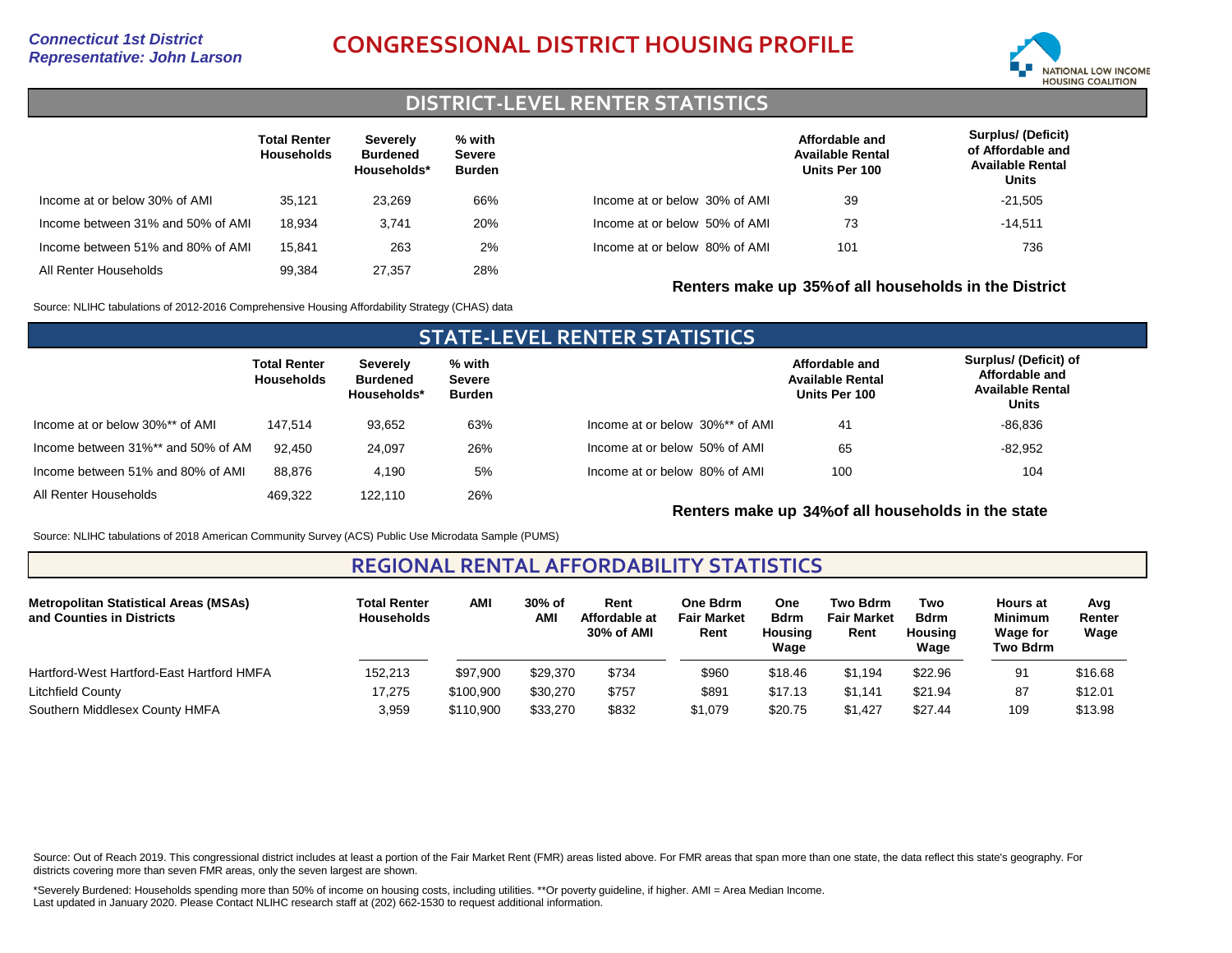*Connecticut 1st District*
*Representative: John Larson*

# CONGRESSIONAL DISTRICT HOUSING PROFILE

## DISTRICT-LEVEL RENTER STATISTICS

| | Total Renter Households | Severely Burdened Households* | % with Severe Burden |
|---|---|---|---|
| Income at or below 30% of AMI | 35,121 | 23,269 | 66% |
| Income between 31% and 50% of AMI | 18,934 | 3,741 | 20% |
| Income between 51% and 80% of AMI | 15,841 | 263 | 2% |
| All Renter Households | 99,384 | 27,357 | 28% |

| | Affordable and Available Rental Units Per 100 | Surplus/ (Deficit) of Affordable and Available Rental Units |
|---|---|---|
| Income at or below 30% of AMI | 39 | -21,505 |
| Income at or below 50% of AMI | 73 | -14,511 |
| Income at or below 80% of AMI | 101 | 736 |

**Renters make up 35% of all households in the District**

Source: NLIHC tabulations of 2012-2016 Comprehensive Housing Affordability Strategy (CHAS) data

## STATE-LEVEL RENTER STATISTICS

| | Total Renter Households | Severely Burdened Households* | % with Severe Burden |
|---|---|---|---|
| Income at or below 30%** of AMI | 147,514 | 93,652 | 63% |
| Income between 31%** and 50% of AM | 92,450 | 24,097 | 26% |
| Income between 51% and 80% of AMI | 88,876 | 4,190 | 5% |
| All Renter Households | 469,322 | 122,110 | 26% |

| | Affordable and Available Rental Units Per 100 | Surplus/ (Deficit) of Affordable and Available Rental Units |
|---|---|---|
| Income at or below 30%** of AMI | 41 | -86,836 |
| Income at or below 50% of AMI | 65 | -82,952 |
| Income at or below 80% of AMI | 100 | 104 |

**Renters make up 34% of all households in the state**

Source: NLIHC tabulations of 2018 American Community Survey (ACS) Public Use Microdata Sample (PUMS)

## REGIONAL RENTAL AFFORDABILITY STATISTICS

| Metropolitan Statistical Areas (MSAs) and Counties in Districts | Total Renter Households | AMI | 30% of AMI | Rent Affordable at 30% of AMI | One Bdrm Fair Market Rent | One Bdrm Housing Wage | Two Bdrm Fair Market Rent | Two Bdrm Housing Wage | Hours at Minimum Wage for Two Bdrm | Avg Renter Wage |
|---|---|---|---|---|---|---|---|---|---|---|
| Hartford-West Hartford-East Hartford HMFA | 152,213 | $97,900 | $29,370 | $734 | $960 | $18.46 | $1,194 | $22.96 | 91 | $16.68 |
| Litchfield County | 17,275 | $100,900 | $30,270 | $757 | $891 | $17.13 | $1,141 | $21.94 | 87 | $12.01 |
| Southern Middlesex County HMFA | 3,959 | $110,900 | $33,270 | $832 | $1,079 | $20.75 | $1,427 | $27.44 | 109 | $13.98 |

Source: Out of Reach 2019. This congressional district includes at least a portion of the Fair Market Rent (FMR) areas listed above. For FMR areas that span more than one state, the data reflect this state's geography. For districts covering more than seven FMR areas, only the seven largest are shown.

*Severely Burdened: Households spending more than 50% of income on housing costs, including utilities. **Or poverty guideline, if higher. AMI = Area Median Income.
Last updated in January 2020. Please Contact NLIHC research staff at (202) 662-1530 to request additional information.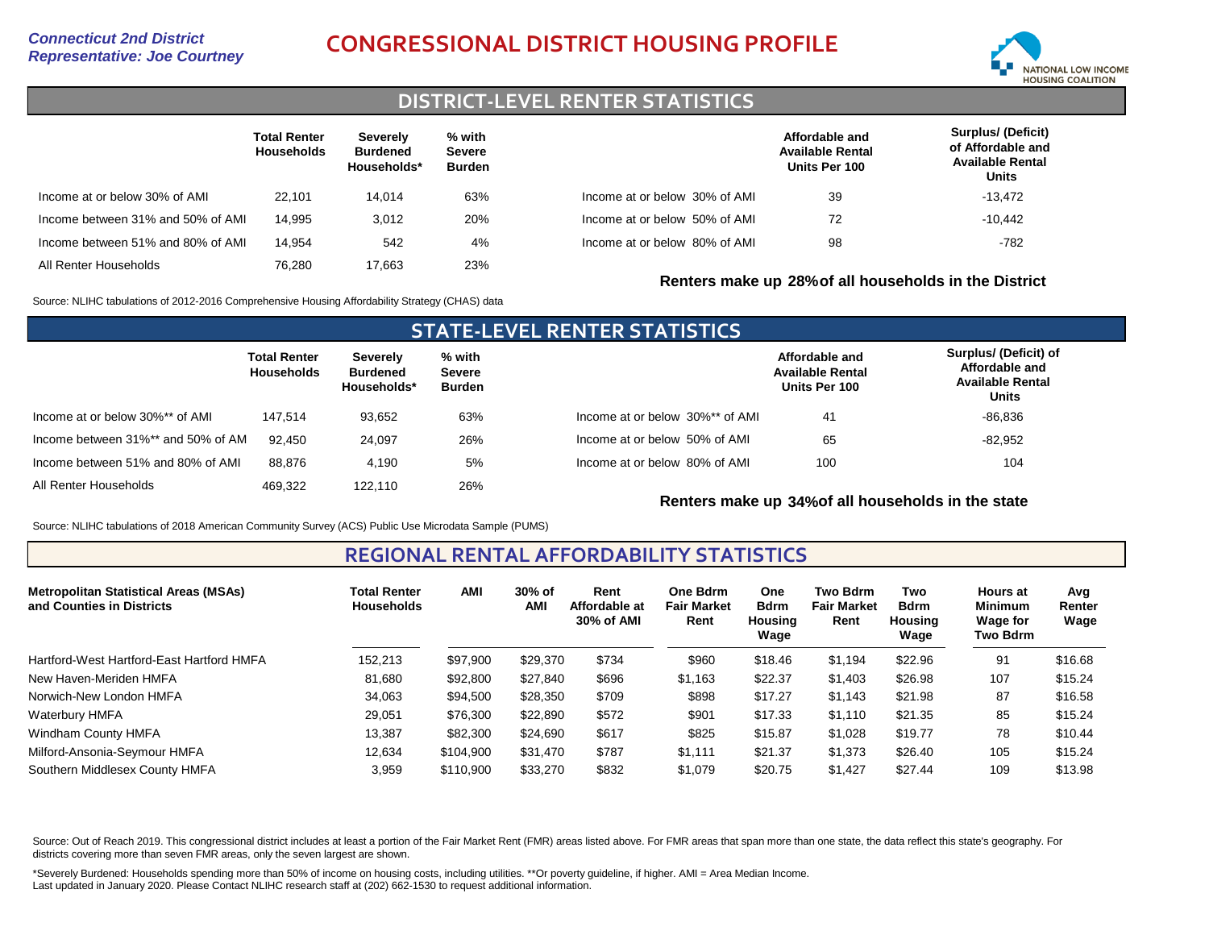*Connecticut 2nd District*
*Representative: Joe Courtney*

# CONGRESSIONAL DISTRICT HOUSING PROFILE

NATIONAL LOW INCOME HOUSING COALITION

## DISTRICT-LEVEL RENTER STATISTICS

| | Total Renter Households | Severely Burdened Households* | % with Severe Burden |
|---|---|---|---|
| Income at or below 30% of AMI | 22,101 | 14,014 | 63% |
| Income between 31% and 50% of AMI | 14,995 | 3,012 | 20% |
| Income between 51% and 80% of AMI | 14,954 | 542 | 4% |
| All Renter Households | 76,280 | 17,663 | 23% |

| | Affordable and Available Rental Units Per 100 | Surplus/ (Deficit) of Affordable and Available Rental Units |
|---|---|---|
| Income at or below 30% of AMI | 39 | -13,472 |
| Income at or below 50% of AMI | 72 | -10,442 |
| Income at or below 80% of AMI | 98 | -782 |

**Renters make up 28% of all households in the District**

Source: NLIHC tabulations of 2012-2016 Comprehensive Housing Affordability Strategy (CHAS) data

## STATE-LEVEL RENTER STATISTICS

| | Total Renter Households | Severely Burdened Households* | % with Severe Burden |
|---|---|---|---|
| Income at or below 30%** of AMI | 147,514 | 93,652 | 63% |
| Income between 31%** and 50% of AMI | 92,450 | 24,097 | 26% |
| Income between 51% and 80% of AMI | 88,876 | 4,190 | 5% |
| All Renter Households | 469,322 | 122,110 | 26% |

| | Affordable and Available Rental Units Per 100 | Surplus/ (Deficit) of Affordable and Available Rental Units |
|---|---|---|
| Income at or below 30%** of AMI | 41 | -86,836 |
| Income at or below 50% of AMI | 65 | -82,952 |
| Income at or below 80% of AMI | 100 | 104 |

**Renters make up 34% of all households in the state**

Source: NLIHC tabulations of 2018 American Community Survey (ACS) Public Use Microdata Sample (PUMS)

## REGIONAL RENTAL AFFORDABILITY STATISTICS

| Metropolitan Statistical Areas (MSAs) and Counties in Districts | Total Renter Households | AMI | 30% of AMI | Rent Affordable at 30% of AMI | One Bdrm Fair Market Rent | One Bdrm Housing Wage | Two Bdrm Fair Market Rent | Two Bdrm Housing Wage | Hours at Minimum Wage for Two Bdrm | Avg Renter Wage |
|---|---|---|---|---|---|---|---|---|---|---|
| Hartford-West Hartford-East Hartford HMFA | 152,213 | $97,900 | $29,370 | $734 | $960 | $18.46 | $1,194 | $22.96 | 91 | $16.68 |
| New Haven-Meriden HMFA | 81,680 | $92,800 | $27,840 | $696 | $1,163 | $22.37 | $1,403 | $26.98 | 107 | $15.24 |
| Norwich-New London HMFA | 34,063 | $94,500 | $28,350 | $709 | $898 | $17.27 | $1,143 | $21.98 | 87 | $16.58 |
| Waterbury HMFA | 29,051 | $76,300 | $22,890 | $572 | $901 | $17.33 | $1,110 | $21.35 | 85 | $15.24 |
| Windham County HMFA | 13,387 | $82,300 | $24,690 | $617 | $825 | $15.87 | $1,028 | $19.77 | 78 | $10.44 |
| Milford-Ansonia-Seymour HMFA | 12,634 | $104,900 | $31,470 | $787 | $1,111 | $21.37 | $1,373 | $26.40 | 105 | $15.24 |
| Southern Middlesex County HMFA | 3,959 | $110,900 | $33,270 | $832 | $1,079 | $20.75 | $1,427 | $27.44 | 109 | $13.98 |

Source: Out of Reach 2019. This congressional district includes at least a portion of the Fair Market Rent (FMR) areas listed above. For FMR areas that span more than one state, the data reflect this state's geography. For districts covering more than seven FMR areas, only the seven largest are shown.

*Severely Burdened: Households spending more than 50% of income on housing costs, including utilities. **Or poverty guideline, if higher. AMI = Area Median Income.
Last updated in January 2020. Please Contact NLIHC research staff at (202) 662-1530 to request additional information.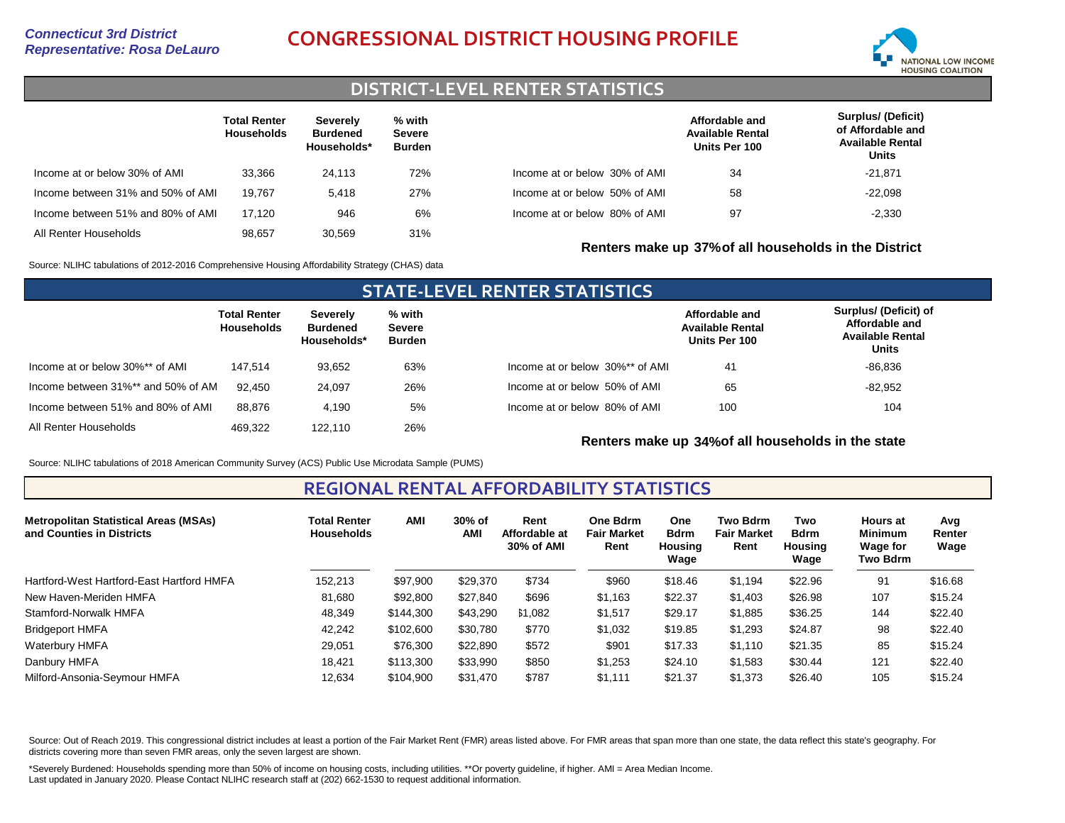*Connecticut 3rd District*
*Representative: Rosa DeLauro*

# CONGRESSIONAL DISTRICT HOUSING PROFILE

NATIONAL LOW INCOME HOUSING COALITION

## DISTRICT-LEVEL RENTER STATISTICS

| | Total Renter Households | Severely Burdened Households* | % with Severe Burden |
|---|---|---|---|
| Income at or below 30% of AMI | 33,366 | 24,113 | 72% |
| Income between 31% and 50% of AMI | 19,767 | 5,418 | 27% |
| Income between 51% and 80% of AMI | 17,120 | 946 | 6% |
| All Renter Households | 98,657 | 30,569 | 31% |

| | Affordable and Available Rental Units Per 100 | Surplus/ (Deficit) of Affordable and Available Rental Units |
|---|---|---|
| Income at or below 30% of AMI | 34 | -21,871 |
| Income at or below 50% of AMI | 58 | -22,098 |
| Income at or below 80% of AMI | 97 | -2,330 |

**Renters make up 37% of all households in the District**

Source: NLIHC tabulations of 2012-2016 Comprehensive Housing Affordability Strategy (CHAS) data

## STATE-LEVEL RENTER STATISTICS

| | Total Renter Households | Severely Burdened Households* | % with Severe Burden |
|---|---|---|---|
| Income at or below 30%** of AMI | 147,514 | 93,652 | 63% |
| Income between 31%** and 50% of AM | 92,450 | 24,097 | 26% |
| Income between 51% and 80% of AMI | 88,876 | 4,190 | 5% |
| All Renter Households | 469,322 | 122,110 | 26% |

| | Affordable and Available Rental Units Per 100 | Surplus/ (Deficit) of Affordable and Available Rental Units |
|---|---|---|
| Income at or below 30%** of AMI | 41 | -86,836 |
| Income at or below 50% of AMI | 65 | -82,952 |
| Income at or below 80% of AMI | 100 | 104 |

**Renters make up 34% of all households in the state**

Source: NLIHC tabulations of 2018 American Community Survey (ACS) Public Use Microdata Sample (PUMS)

## REGIONAL RENTAL AFFORDABILITY STATISTICS

| Metropolitan Statistical Areas (MSAs) and Counties in Districts | Total Renter Households | AMI | 30% of AMI | Rent Affordable at 30% of AMI | One Bdrm Fair Market Rent | One Bdrm Housing Wage | Two Bdrm Fair Market Rent | Two Bdrm Housing Wage | Hours at Minimum Wage for Two Bdrm | Avg Renter Wage |
|---|---|---|---|---|---|---|---|---|---|---|
| Hartford-West Hartford-East Hartford HMFA | 152,213 | $97,900 | $29,370 | $734 | $960 | $18.46 | $1,194 | $22.96 | 91 | $16.68 |
| New Haven-Meriden HMFA | 81,680 | $92,800 | $27,840 | $696 | $1,163 | $22.37 | $1,403 | $26.98 | 107 | $15.24 |
| Stamford-Norwalk HMFA | 48,349 | $144,300 | $43,290 | $1,082 | $1,517 | $29.17 | $1,885 | $36.25 | 144 | $22.40 |
| Bridgeport HMFA | 42,242 | $102,600 | $30,780 | $770 | $1,032 | $19.85 | $1,293 | $24.87 | 98 | $22.40 |
| Waterbury HMFA | 29,051 | $76,300 | $22,890 | $572 | $901 | $17.33 | $1,110 | $21.35 | 85 | $15.24 |
| Danbury HMFA | 18,421 | $113,300 | $33,990 | $850 | $1,253 | $24.10 | $1,583 | $30.44 | 121 | $22.40 |
| Milford-Ansonia-Seymour HMFA | 12,634 | $104,900 | $31,470 | $787 | $1,111 | $21.37 | $1,373 | $26.40 | 105 | $15.24 |

Source: Out of Reach 2019. This congressional district includes at least a portion of the Fair Market Rent (FMR) areas listed above. For FMR areas that span more than one state, the data reflect this state's geography. For districts covering more than seven FMR areas, only the seven largest are shown.

*Severely Burdened: Households spending more than 50% of income on housing costs, including utilities. **Or poverty guideline, if higher. AMI = Area Median Income.
Last updated in January 2020. Please Contact NLIHC research staff at (202) 662-1530 to request additional information.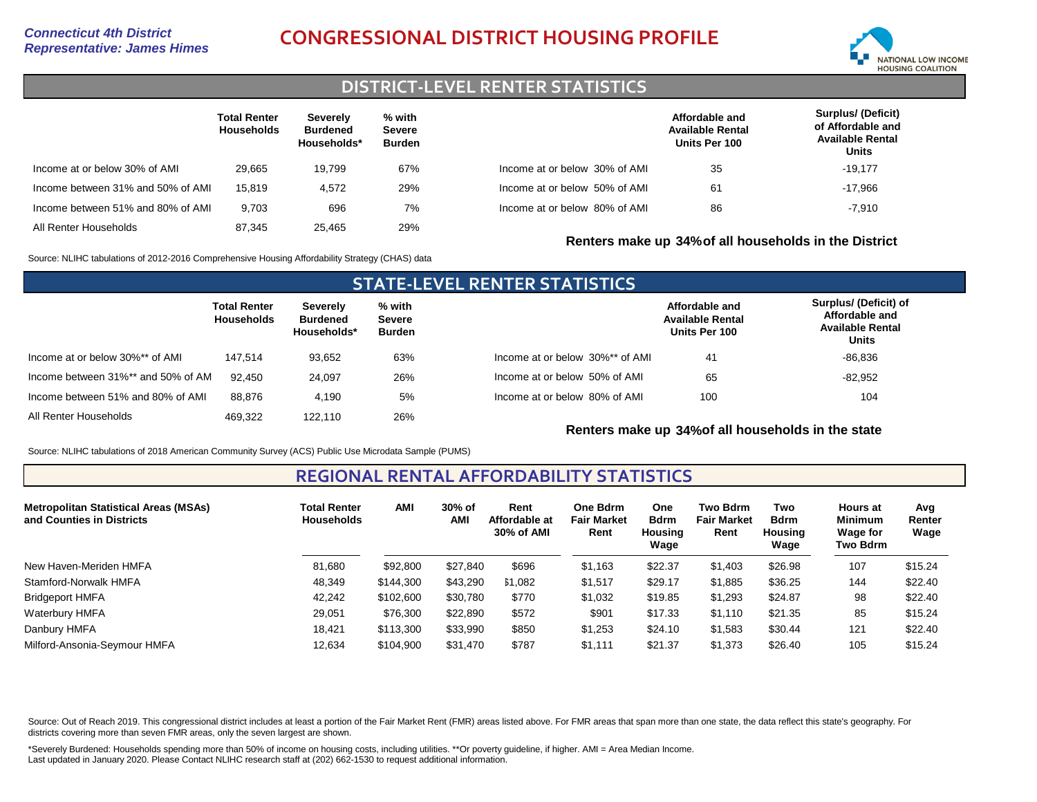*Connecticut 4th District*
*Representative: James Himes*

# CONGRESSIONAL DISTRICT HOUSING PROFILE

NATIONAL LOW INCOME HOUSING COALITION

## DISTRICT-LEVEL RENTER STATISTICS

| | Total Renter Households | Severely Burdened Households* | % with Severe Burden |
|---|---|---|---|
| Income at or below 30% of AMI | 29,665 | 19,799 | 67% |
| Income between 31% and 50% of AMI | 15,819 | 4,572 | 29% |
| Income between 51% and 80% of AMI | 9,703 | 696 | 7% |
| All Renter Households | 87,345 | 25,465 | 29% |

| | Affordable and Available Rental Units Per 100 | Surplus/ (Deficit) of Affordable and Available Rental Units |
|---|---|---|
| Income at or below 30% of AMI | 35 | -19,177 |
| Income at or below 50% of AMI | 61 | -17,966 |
| Income at or below 80% of AMI | 86 | -7,910 |

**Renters make up 34% of all households in the District**

Source: NLIHC tabulations of 2012-2016 Comprehensive Housing Affordability Strategy (CHAS) data

## STATE-LEVEL RENTER STATISTICS

| | Total Renter Households | Severely Burdened Households* | % with Severe Burden |
|---|---|---|---|
| Income at or below 30%** of AMI | 147,514 | 93,652 | 63% |
| Income between 31%** and 50% of AM | 92,450 | 24,097 | 26% |
| Income between 51% and 80% of AMI | 88,876 | 4,190 | 5% |
| All Renter Households | 469,322 | 122,110 | 26% |

| | Affordable and Available Rental Units Per 100 | Surplus/ (Deficit) of Affordable and Available Rental Units |
|---|---|---|
| Income at or below 30%** of AMI | 41 | -86,836 |
| Income at or below 50% of AMI | 65 | -82,952 |
| Income at or below 80% of AMI | 100 | 104 |

**Renters make up 34% of all households in the state**

Source: NLIHC tabulations of 2018 American Community Survey (ACS) Public Use Microdata Sample (PUMS)

## REGIONAL RENTAL AFFORDABILITY STATISTICS

| Metropolitan Statistical Areas (MSAs) and Counties in Districts | Total Renter Households | AMI | 30% of AMI | Rent Affordable at 30% of AMI | One Bdrm Fair Market Rent | One Bdrm Housing Wage | Two Bdrm Fair Market Rent | Two Bdrm Housing Wage | Hours at Minimum Wage for Two Bdrm | Avg Renter Wage |
|---|---|---|---|---|---|---|---|---|---|---|
| New Haven-Meriden HMFA | 81,680 | $92,800 | $27,840 | $696 | $1,163 | $22.37 | $1,403 | $26.98 | 107 | $15.24 |
| Stamford-Norwalk HMFA | 48,349 | $144,300 | $43,290 | $1,082 | $1,517 | $29.17 | $1,885 | $36.25 | 144 | $22.40 |
| Bridgeport HMFA | 42,242 | $102,600 | $30,780 | $770 | $1,032 | $19.85 | $1,293 | $24.87 | 98 | $22.40 |
| Waterbury HMFA | 29,051 | $76,300 | $22,890 | $572 | $901 | $17.33 | $1,110 | $21.35 | 85 | $15.24 |
| Danbury HMFA | 18,421 | $113,300 | $33,990 | $850 | $1,253 | $24.10 | $1,583 | $30.44 | 121 | $22.40 |
| Milford-Ansonia-Seymour HMFA | 12,634 | $104,900 | $31,470 | $787 | $1,111 | $21.37 | $1,373 | $26.40 | 105 | $15.24 |

Source: Out of Reach 2019. This congressional district includes at least a portion of the Fair Market Rent (FMR) areas listed above. For FMR areas that span more than one state, the data reflect this state's geography. For districts covering more than seven FMR areas, only the seven largest are shown.

*Severely Burdened: Households spending more than 50% of income on housing costs, including utilities. **Or poverty guideline, if higher. AMI = Area Median Income.
Last updated in January 2020. Please Contact NLIHC research staff at (202) 662-1530 to request additional information.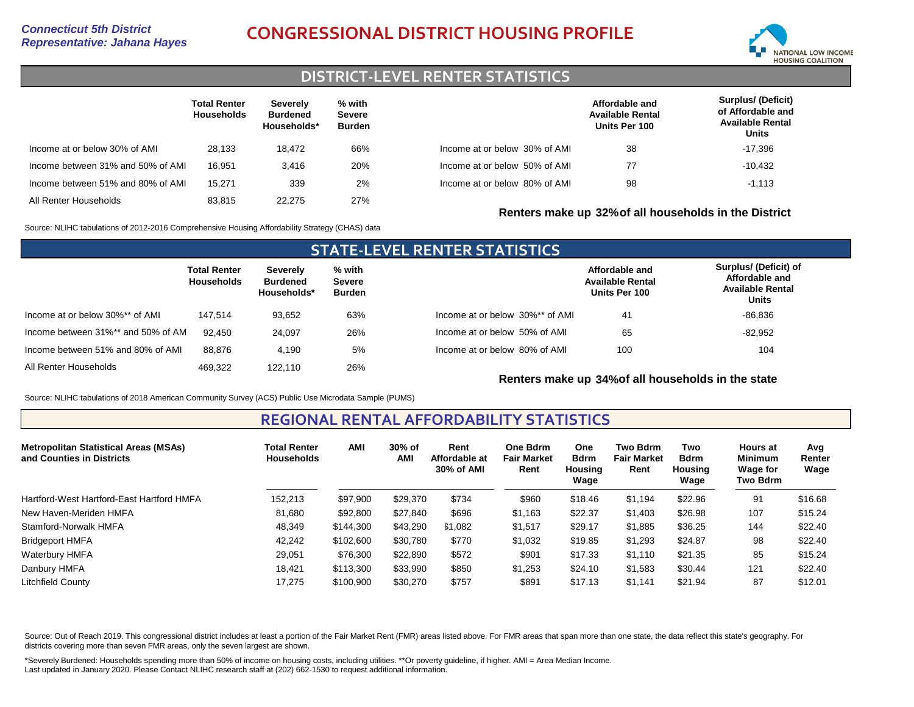*Connecticut 5th District*
*Representative: Jahana Hayes*

# CONGRESSIONAL DISTRICT HOUSING PROFILE

NATIONAL LOW INCOME HOUSING COALITION

## DISTRICT-LEVEL RENTER STATISTICS

| | Total Renter Households | Severely Burdened Households* | % with Severe Burden |
|---|---|---|---|
| Income at or below 30% of AMI | 28,133 | 18,472 | 66% |
| Income between 31% and 50% of AMI | 16,951 | 3,416 | 20% |
| Income between 51% and 80% of AMI | 15,271 | 339 | 2% |
| All Renter Households | 83,815 | 22,275 | 27% |

| | Affordable and Available Rental Units Per 100 | Surplus/ (Deficit) of Affordable and Available Rental Units |
|---|---|---|
| Income at or below 30% of AMI | 38 | -17,396 |
| Income at or below 50% of AMI | 77 | -10,432 |
| Income at or below 80% of AMI | 98 | -1,113 |

**Renters make up 32% of all households in the District**

Source: NLIHC tabulations of 2012-2016 Comprehensive Housing Affordability Strategy (CHAS) data

## STATE-LEVEL RENTER STATISTICS

| | Total Renter Households | Severely Burdened Households* | % with Severe Burden |
|---|---|---|---|
| Income at or below 30%** of AMI | 147,514 | 93,652 | 63% |
| Income between 31%** and 50% of AM | 92,450 | 24,097 | 26% |
| Income between 51% and 80% of AMI | 88,876 | 4,190 | 5% |
| All Renter Households | 469,322 | 122,110 | 26% |

| | Affordable and Available Rental Units Per 100 | Surplus/ (Deficit) of Affordable and Available Rental Units |
|---|---|---|
| Income at or below 30%** of AMI | 41 | -86,836 |
| Income at or below 50% of AMI | 65 | -82,952 |
| Income at or below 80% of AMI | 100 | 104 |

**Renters make up 34% of all households in the state**

Source: NLIHC tabulations of 2018 American Community Survey (ACS) Public Use Microdata Sample (PUMS)

## REGIONAL RENTAL AFFORDABILITY STATISTICS

| Metropolitan Statistical Areas (MSAs) and Counties in Districts | Total Renter Households | AMI | 30% of AMI | Rent Affordable at 30% of AMI | One Bdrm Fair Market Rent | One Bdrm Housing Wage | Two Bdrm Fair Market Rent | Two Bdrm Housing Wage | Hours at Minimum Wage for Two Bdrm | Avg Renter Wage |
|---|---|---|---|---|---|---|---|---|---|---|
| Hartford-West Hartford-East Hartford HMFA | 152,213 | $97,900 | $29,370 | $734 | $960 | $18.46 | $1,194 | $22.96 | 91 | $16.68 |
| New Haven-Meriden HMFA | 81,680 | $92,800 | $27,840 | $696 | $1,163 | $22.37 | $1,403 | $26.98 | 107 | $15.24 |
| Stamford-Norwalk HMFA | 48,349 | $144,300 | $43,290 | $1,082 | $1,517 | $29.17 | $1,885 | $36.25 | 144 | $22.40 |
| Bridgeport HMFA | 42,242 | $102,600 | $30,780 | $770 | $1,032 | $19.85 | $1,293 | $24.87 | 98 | $22.40 |
| Waterbury HMFA | 29,051 | $76,300 | $22,890 | $572 | $901 | $17.33 | $1,110 | $21.35 | 85 | $15.24 |
| Danbury HMFA | 18,421 | $113,300 | $33,990 | $850 | $1,253 | $24.10 | $1,583 | $30.44 | 121 | $22.40 |
| Litchfield County | 17,275 | $100,900 | $30,270 | $757 | $891 | $17.13 | $1,141 | $21.94 | 87 | $12.01 |

Source: Out of Reach 2019. This congressional district includes at least a portion of the Fair Market Rent (FMR) areas listed above. For FMR areas that span more than one state, the data reflect this state's geography. For districts covering more than seven FMR areas, only the seven largest are shown.

*Severely Burdened: Households spending more than 50% of income on housing costs, including utilities. **Or poverty guideline, if higher. AMI = Area Median Income.
Last updated in January 2020. Please Contact NLIHC research staff at (202) 662-1530 to request additional information.